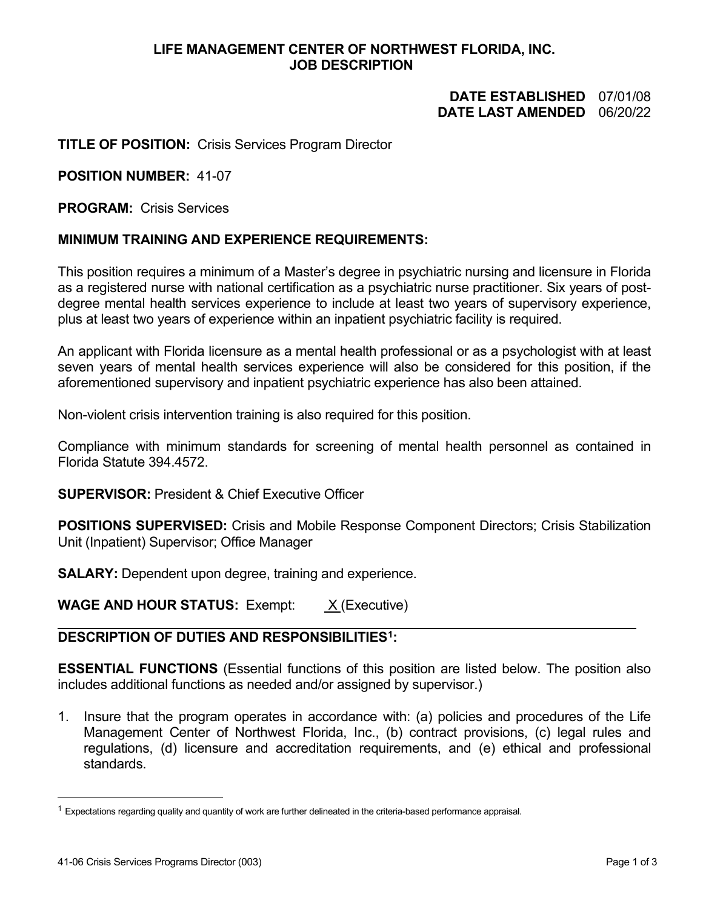**LIFE MANAGEMENT CENTER OF NORTHWEST FLORIDA, INC.**
**JOB DESCRIPTION**

**DATE ESTABLISHED** 07/01/08
**DATE LAST AMENDED** 06/20/22

**TITLE OF POSITION:** Crisis Services Program Director

**POSITION NUMBER:** 41-07

**PROGRAM:** Crisis Services

**MINIMUM TRAINING AND EXPERIENCE REQUIREMENTS:**

This position requires a minimum of a Master's degree in psychiatric nursing and licensure in Florida as a registered nurse with national certification as a psychiatric nurse practitioner. Six years of post-degree mental health services experience to include at least two years of supervisory experience, plus at least two years of experience within an inpatient psychiatric facility is required.

An applicant with Florida licensure as a mental health professional or as a psychologist with at least seven years of mental health services experience will also be considered for this position, if the aforementioned supervisory and inpatient psychiatric experience has also been attained.

Non-violent crisis intervention training is also required for this position.

Compliance with minimum standards for screening of mental health personnel as contained in Florida Statute 394.4572.

**SUPERVISOR:** President & Chief Executive Officer

**POSITIONS SUPERVISED:** Crisis and Mobile Response Component Directors; Crisis Stabilization Unit (Inpatient) Supervisor; Office Manager

**SALARY:** Dependent upon degree, training and experience.

**WAGE AND HOUR STATUS:** Exempt: X (Executive)

---

**DESCRIPTION OF DUTIES AND RESPONSIBILITIES[1]:**

**ESSENTIAL FUNCTIONS** (Essential functions of this position are listed below. The position also includes additional functions as needed and/or assigned by supervisor.)

1. Insure that the program operates in accordance with: (a) policies and procedures of the Life Management Center of Northwest Florida, Inc., (b) contract provisions, (c) legal rules and regulations, (d) licensure and accreditation requirements, and (e) ethical and professional standards.

---

[1] Expectations regarding quality and quantity of work are further delineated in the criteria-based performance appraisal.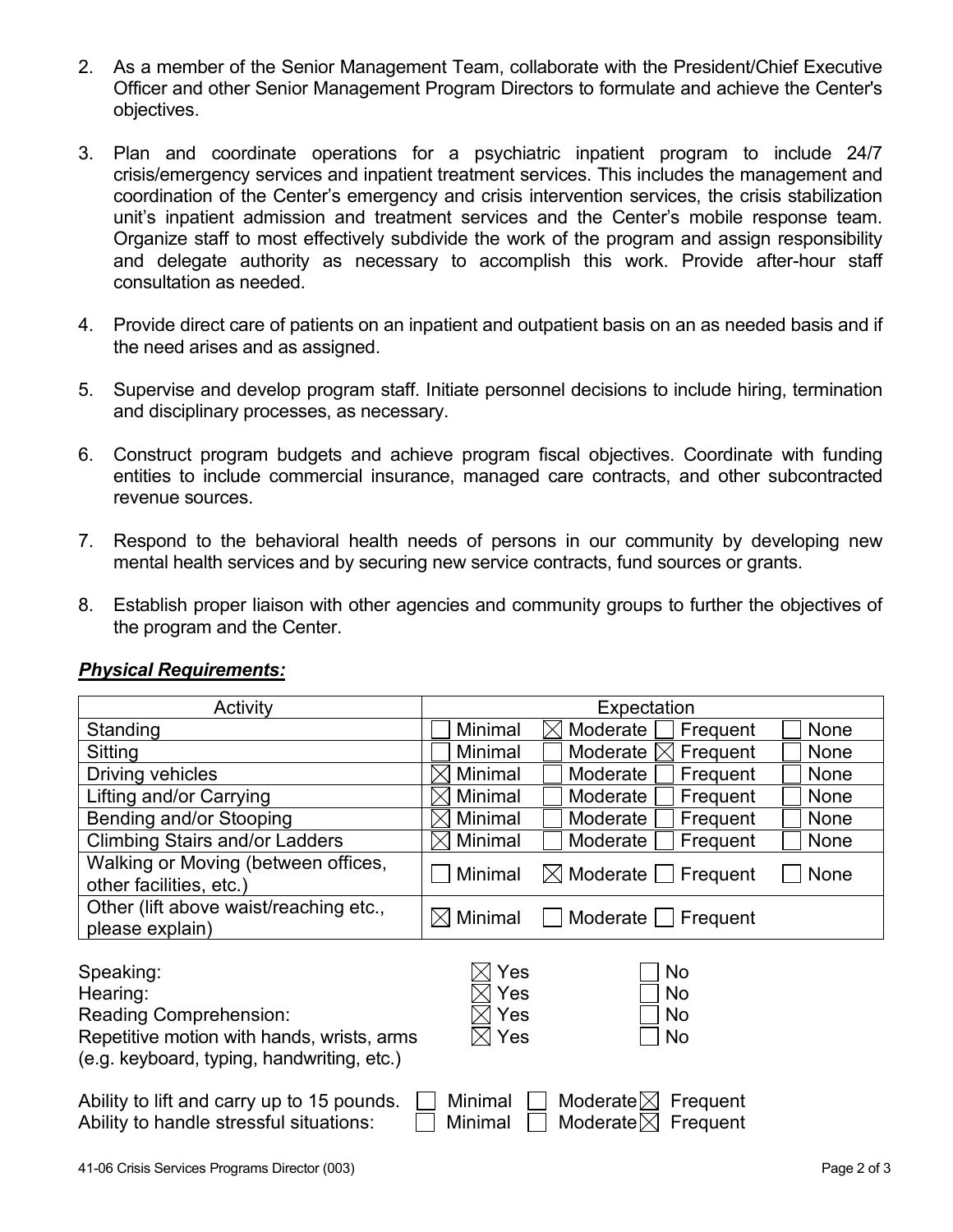2. As a member of the Senior Management Team, collaborate with the President/Chief Executive Officer and other Senior Management Program Directors to formulate and achieve the Center's objectives.

3. Plan and coordinate operations for a psychiatric inpatient program to include 24/7 crisis/emergency services and inpatient treatment services. This includes the management and coordination of the Center's emergency and crisis intervention services, the crisis stabilization unit's inpatient admission and treatment services and the Center's mobile response team. Organize staff to most effectively subdivide the work of the program and assign responsibility and delegate authority as necessary to accomplish this work. Provide after-hour staff consultation as needed.

4. Provide direct care of patients on an inpatient and outpatient basis on an as needed basis and if the need arises and as assigned.

5. Supervise and develop program staff. Initiate personnel decisions to include hiring, termination and disciplinary processes, as necessary.

6. Construct program budgets and achieve program fiscal objectives. Coordinate with funding entities to include commercial insurance, managed care contracts, and other subcontracted revenue sources.

7. Respond to the behavioral health needs of persons in our community by developing new mental health services and by securing new service contracts, fund sources or grants.

8. Establish proper liaison with other agencies and community groups to further the objectives of the program and the Center.

***Physical Requirements:***

| Activity | Expectation |
|---|---|
| Standing | ☐ Minimal ☒ Moderate ☐ Frequent ☐ None |
| Sitting | ☐ Minimal ☐ Moderate ☒ Frequent ☐ None |
| Driving vehicles | ☒ Minimal ☐ Moderate ☐ Frequent ☐ None |
| Lifting and/or Carrying | ☒ Minimal ☐ Moderate ☐ Frequent ☐ None |
| Bending and/or Stooping | ☒ Minimal ☐ Moderate ☐ Frequent ☐ None |
| Climbing Stairs and/or Ladders | ☒ Minimal ☐ Moderate ☐ Frequent ☐ None |
| Walking or Moving (between offices, other facilities, etc.) | ☐ Minimal ☒ Moderate ☐ Frequent ☐ None |
| Other (lift above waist/reaching etc., please explain) | ☒ Minimal ☐ Moderate ☐ Frequent |

Speaking: ☒ Yes ☐ No
Hearing: ☒ Yes ☐ No
Reading Comprehension: ☒ Yes ☐ No
Repetitive motion with hands, wrists, arms (e.g. keyboard, typing, handwriting, etc.) ☒ Yes ☐ No

Ability to lift and carry up to 15 pounds. ☐ Minimal ☐ Moderate ☒ Frequent
Ability to handle stressful situations: ☐ Minimal ☐ Moderate ☒ Frequent

41-06 Crisis Services Programs Director (003)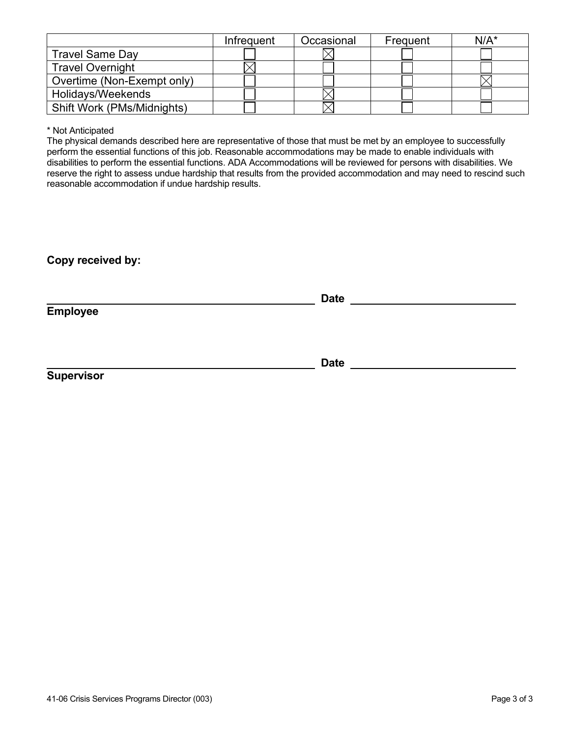| | Infrequent | Occasional | Frequent | N/A* |
|---|---|---|---|---|
| Travel Same Day | ☐ | ☒ | ☐ | ☐ |
| Travel Overnight | ☒ | ☐ | ☐ | ☐ |
| Overtime (Non-Exempt only) | ☐ | ☐ | ☐ | ☒ |
| Holidays/Weekends | ☐ | ☒ | ☐ | ☐ |
| Shift Work (PMs/Midnights) | ☐ | ☒ | ☐ | ☐ |

* Not Anticipated

The physical demands described here are representative of those that must be met by an employee to successfully perform the essential functions of this job. Reasonable accommodations may be made to enable individuals with disabilities to perform the essential functions. ADA Accommodations will be reviewed for persons with disabilities. We reserve the right to assess undue hardship that results from the provided accommodation and may need to rescind such reasonable accommodation if undue hardship results.

**Copy received by:**

\_\_\_\_\_\_\_\_\_\_\_\_\_\_\_\_\_\_\_\_\_\_\_\_\_\_\_\_\_\_\_\_\_\_\_\_ **Date** \_\_\_\_\_\_\_\_\_\_\_\_\_\_\_\_\_\_\_\_\_\_
**Employee**

\_\_\_\_\_\_\_\_\_\_\_\_\_\_\_\_\_\_\_\_\_\_\_\_\_\_\_\_\_\_\_\_\_\_\_\_ **Date** \_\_\_\_\_\_\_\_\_\_\_\_\_\_\_\_\_\_\_\_\_\_
**Supervisor**

41-06 Crisis Services Programs Director (003)